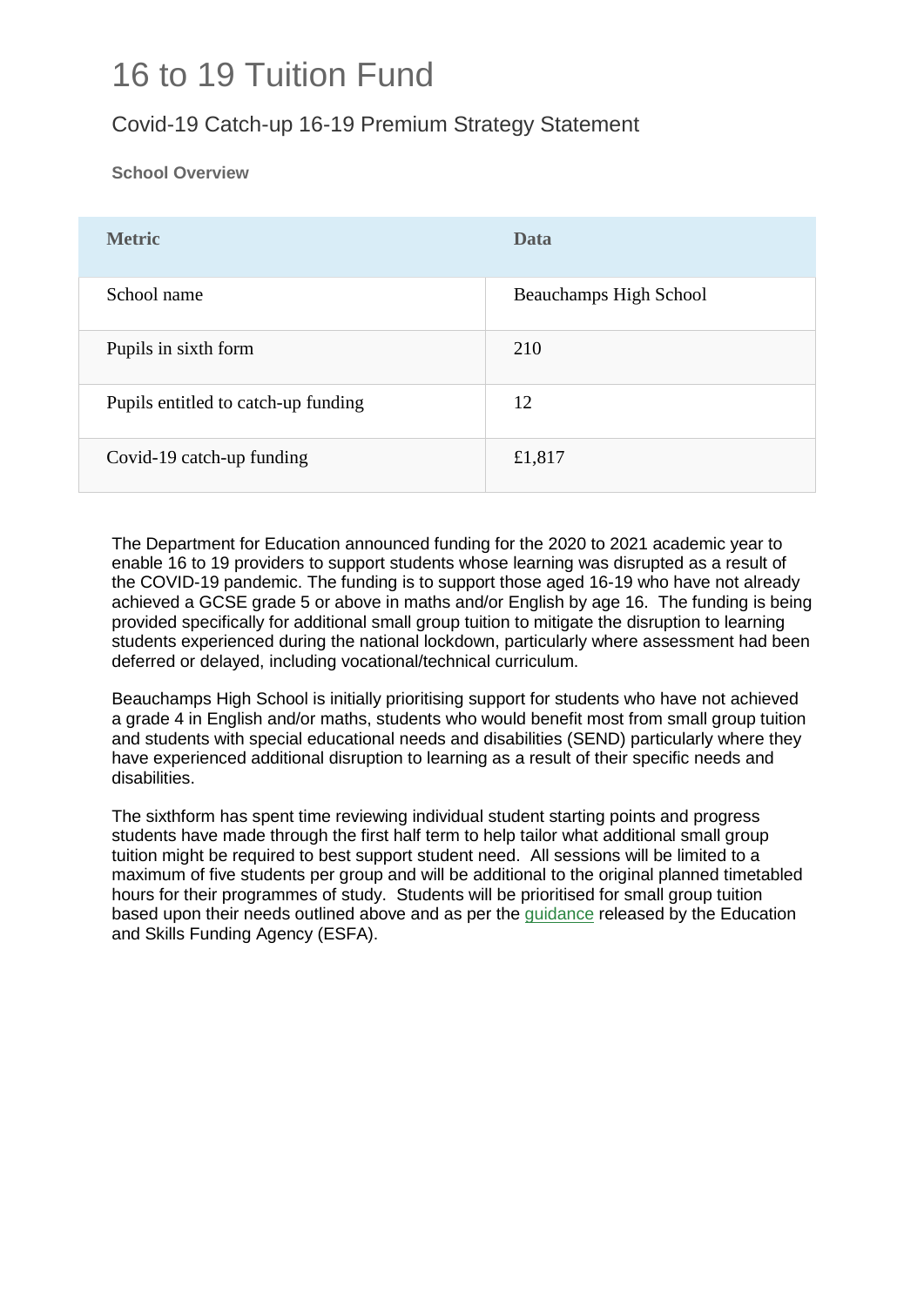# 16 to 19 Tuition Fund

## Covid-19 Catch-up 16-19 Premium Strategy Statement

### School Overview

| Metric | Data |
|---|---|
| School name | Beauchamps High School |
| Pupils in sixth form | 210 |
| Pupils entitled to catch-up funding | 12 |
| Covid-19 catch-up funding | £1,817 |

The Department for Education announced funding for the 2020 to 2021 academic year to enable 16 to 19 providers to support students whose learning was disrupted as a result of the COVID-19 pandemic. The funding is to support those aged 16-19 who have not already achieved a GCSE grade 5 or above in maths and/or English by age 16. The funding is being provided specifically for additional small group tuition to mitigate the disruption to learning students experienced during the national lockdown, particularly where assessment had been deferred or delayed, including vocational/technical curriculum.

Beauchamps High School is initially prioritising support for students who have not achieved a grade 4 in English and/or maths, students who would benefit most from small group tuition and students with special educational needs and disabilities (SEND) particularly where they have experienced additional disruption to learning as a result of their specific needs and disabilities.

The sixthform has spent time reviewing individual student starting points and progress students have made through the first half term to help tailor what additional small group tuition might be required to best support student need. All sessions will be limited to a maximum of five students per group and will be additional to the original planned timetabled hours for their programmes of study. Students will be prioritised for small group tuition based upon their needs outlined above and as per the guidance released by the Education and Skills Funding Agency (ESFA).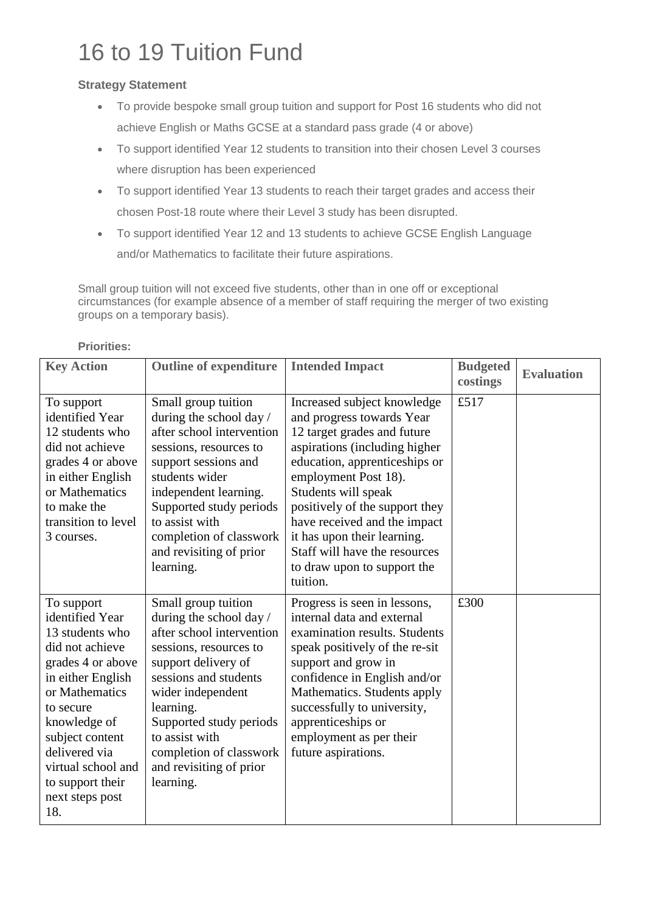# 16 to 19 Tuition Fund

**Strategy Statement**

- To provide bespoke small group tuition and support for Post 16 students who did not achieve English or Maths GCSE at a standard pass grade (4 or above)
- To support identified Year 12 students to transition into their chosen Level 3 courses where disruption has been experienced
- To support identified Year 13 students to reach their target grades and access their chosen Post-18 route where their Level 3 study has been disrupted.
- To support identified Year 12 and 13 students to achieve GCSE English Language and/or Mathematics to facilitate their future aspirations.

Small group tuition will not exceed five students, other than in one off or exceptional circumstances (for example absence of a member of staff requiring the merger of two existing groups on a temporary basis).

**Priorities:**

| Key Action | Outline of expenditure | Intended Impact | Budgeted costings | Evaluation |
|---|---|---|---|---|
| To support identified Year 12 students who did not achieve grades 4 or above in either English or Mathematics to make the transition to level 3 courses. | Small group tuition during the school day / after school intervention sessions, resources to support sessions and students wider independent learning. Supported study periods to assist with completion of classwork and revisiting of prior learning. | Increased subject knowledge and progress towards Year 12 target grades and future aspirations (including higher education, apprenticeships or employment Post 18). Students will speak positively of the support they have received and the impact it has upon their learning. Staff will have the resources to draw upon to support the tuition. | £517 | |
| To support identified Year 13 students who did not achieve grades 4 or above in either English or Mathematics to secure knowledge of subject content delivered via virtual school and to support their next steps post 18. | Small group tuition during the school day / after school intervention sessions, resources to support delivery of sessions and students wider independent learning. Supported study periods to assist with completion of classwork and revisiting of prior learning. | Progress is seen in lessons, internal data and external examination results. Students speak positively of the re-sit support and grow in confidence in English and/or Mathematics. Students apply successfully to university, apprenticeships or employment as per their future aspirations. | £300 | |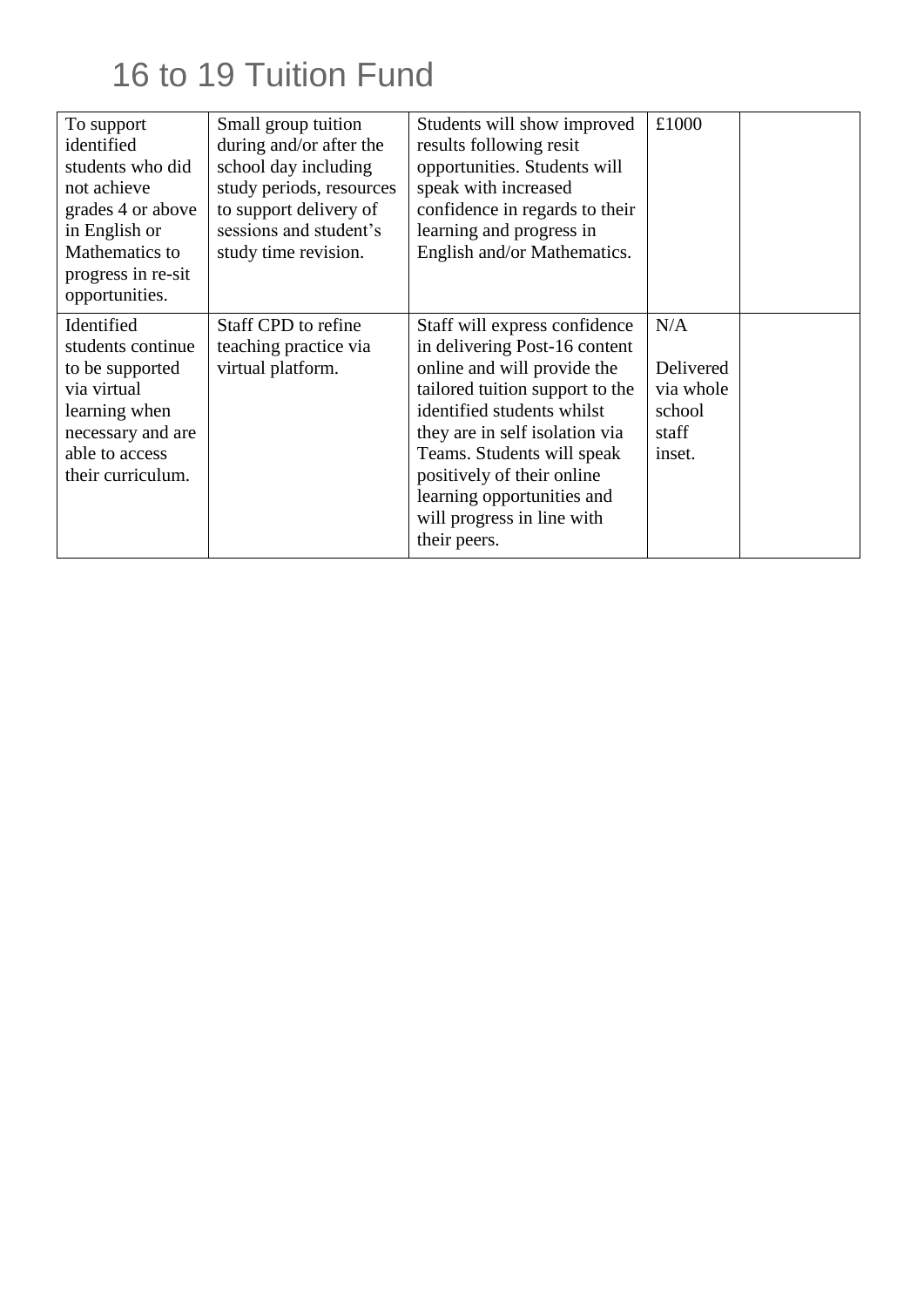# 16 to 19 Tuition Fund

| | | | | |
|---|---|---|---|---|
| To support identified students who did not achieve grades 4 or above in English or Mathematics to progress in re-sit opportunities. | Small group tuition during and/or after the school day including study periods, resources to support delivery of sessions and student's study time revision. | Students will show improved results following resit opportunities. Students will speak with increased confidence in regards to their learning and progress in English and/or Mathematics. | £1000 | |
| Identified students continue to be supported via virtual learning when necessary and are able to access their curriculum. | Staff CPD to refine teaching practice via virtual platform. | Staff will express confidence in delivering Post-16 content online and will provide the tailored tuition support to the identified students whilst they are in self isolation via Teams. Students will speak positively of their online learning opportunities and will progress in line with their peers. | N/A<br><br>Delivered via whole school staff inset. | |